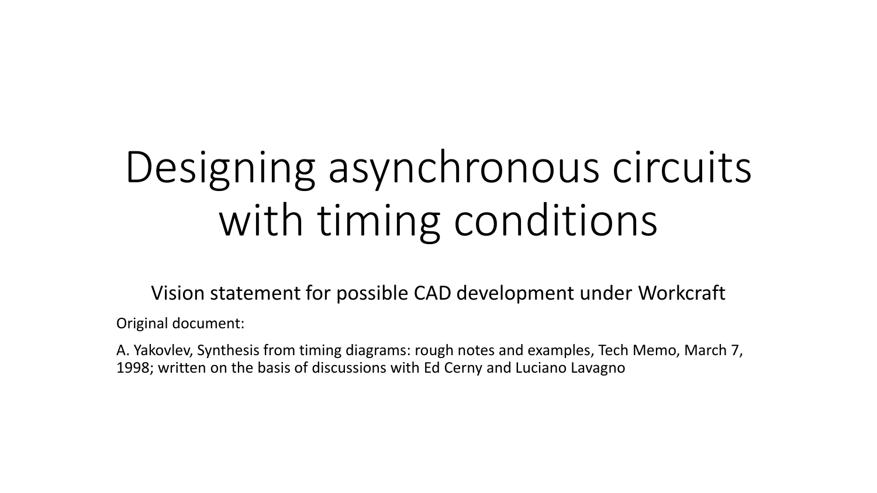# Designing asynchronous circuits with timing conditions

Vision statement for possible CAD development under Workcraft

Original document:

A. Yakovlev, Synthesis from timing diagrams: rough notes and examples, Tech Memo, March 7, 1998; written on the basis of discussions with Ed Cerny and Luciano Lavagno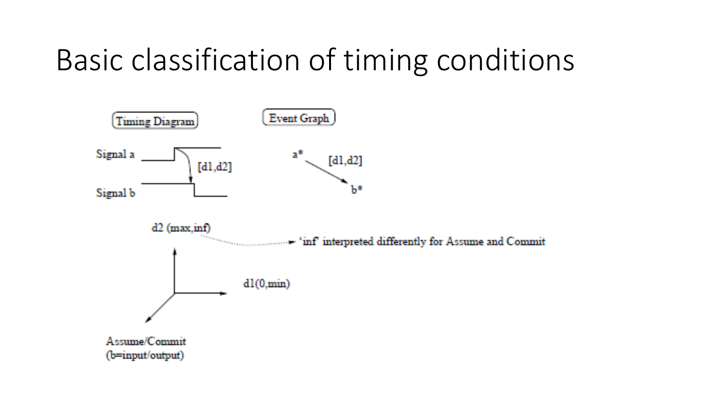# Basic classification of timing conditions

Timing Diagram

Signal a

Signal b

[d1,d2]

Event Graph

a*

[d1,d2]

b*

d2 (max,inf)

'inf' interpreted differently for Assume and Commit

d1(0,min)

Assume/Commit
(b=input/output)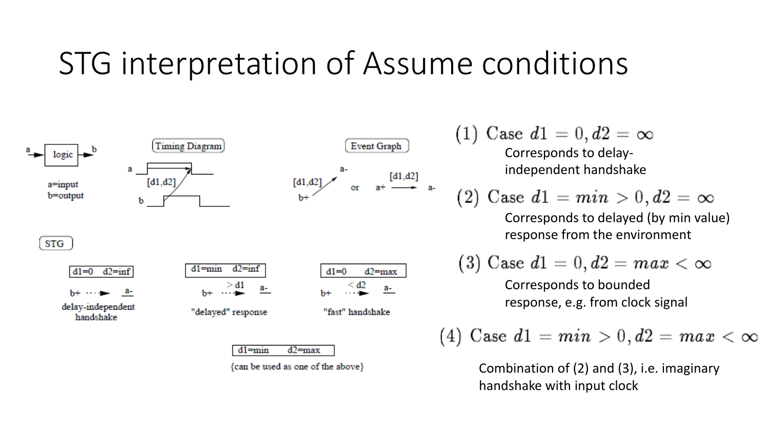# STG interpretation of Assume conditions

a → logic → b

a=input
b=output

Timing Diagram

Event Graph

[d1,d2]

b+ → a- or a+ → a-

STG

| d1=0 d2=inf | d1=min d2=inf | d1=0 d2=max |
|---|---|---|
| b+ ···► a- | b+ ···► a- (> d1) | b+ ···► a- (< d2) |
| delay-independent handshake | "delayed" response | "fast" handshake |

d1=min d2=max
{can be used as one of the above}

(1) Case $d1 = 0, d2 = \infty$

Corresponds to delay-independent handshake

(2) Case $d1 = min > 0, d2 = \infty$

Corresponds to delayed (by min value) response from the environment

(3) Case $d1 = 0, d2 = max < \infty$

Corresponds to bounded response, e.g. from clock signal

(4) Case $d1 = min > 0, d2 = max < \infty$

Combination of (2) and (3), i.e. imaginary handshake with input clock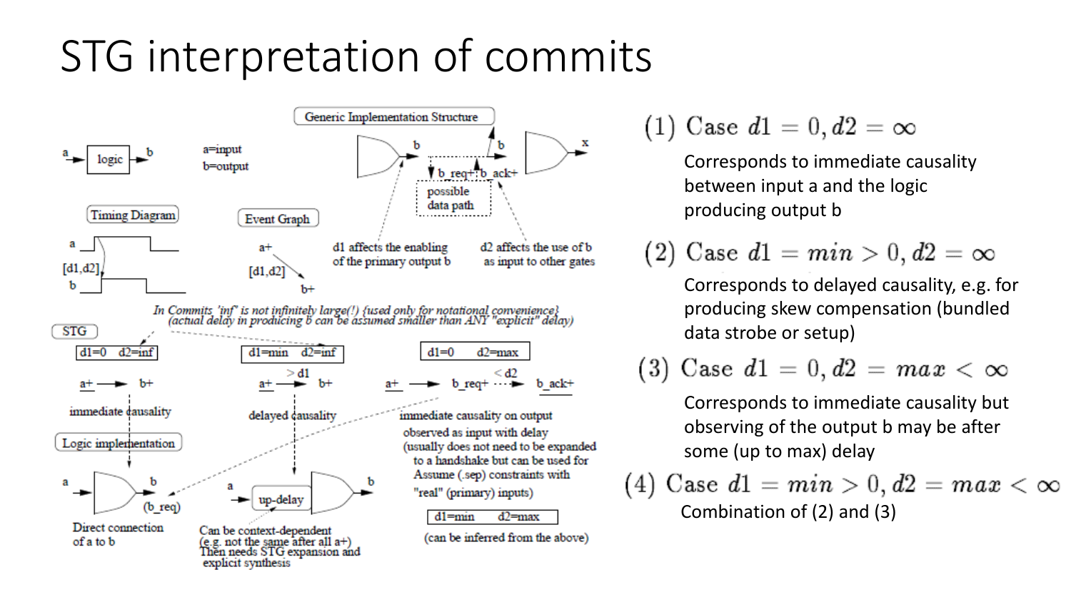# STG interpretation of commits

Generic Implementation Structure

a → logic → b

a=input
b=output

b, b_req+, b_ack+, b, x

possible data path

d1 affects the enabling of the primary output b

d2 affects the use of b as input to other gates

Timing Diagram

a
[d1,d2]
b

Event Graph

a+
[d1,d2]
b+

*In Commits 'inf' is not infinitely large(!) {used only for notational convenience}*
*(actual delay in producing b can be assumed smaller than ANY "explicit" delay)*

STG

| d1=0 d2=inf | d1=min d2=inf | d1=0 d2=max |
|---|---|---|
| a+ → b+ | a+ → b+ (> d1) | a+ → b_req+ ···→ b_ack+ (< d2) |
| immediate causality | delayed causality | immediate causality on output observed as input with delay (usually does not need to be expanded to a handshake but can be used for Assume (.sep) constraints with "real" (primary) inputs) |

Logic implementation

a → b (b_req)
Direct connection of a to b

a → up-delay → b
Can be context-dependent (e.g. not the same after all a+) Then needs STG expansion and explicit synthesis

d1=min d2=max
(can be inferred from the above)

(1) Case $d1 = 0, d2 = \infty$

Corresponds to immediate causality between input a and the logic producing output b

(2) Case $d1 = min > 0, d2 = \infty$

Corresponds to delayed causality, e.g. for producing skew compensation (bundled data strobe or setup)

(3) Case $d1 = 0, d2 = max < \infty$

Corresponds to immediate causality but observing of the output b may be after some (up to max) delay

(4) Case $d1 = min > 0, d2 = max < \infty$

Combination of (2) and (3)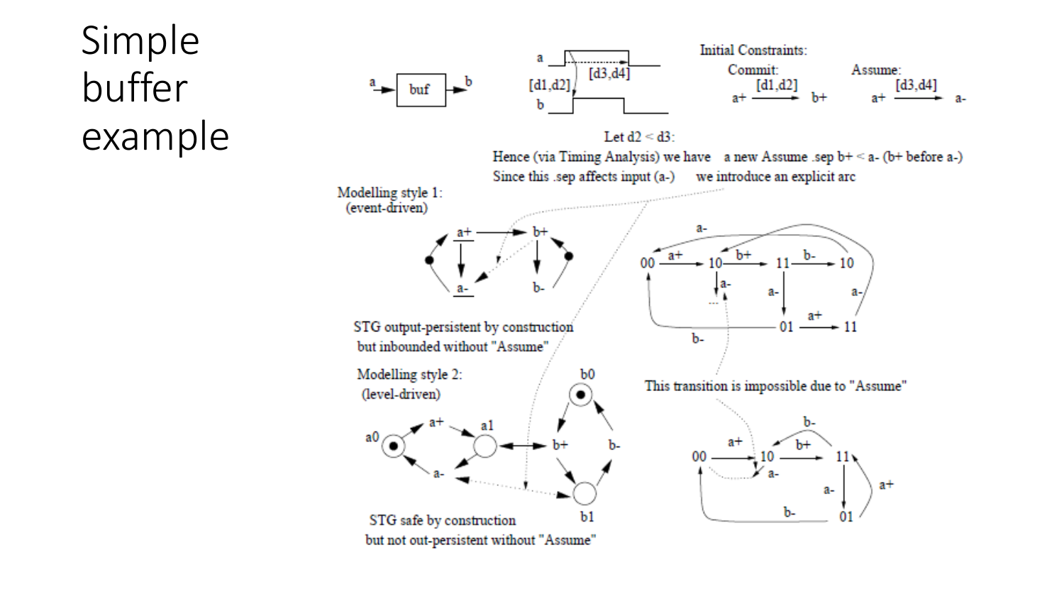# Simple buffer example

Initial Constraints:

Commit: a+ $\xrightarrow{[d1,d2]}$ b+

Assume: a+ $\xrightarrow{[d3,d4]}$ a-

Let d2 < d3:

Hence (via Timing Analysis) we have a new Assume .sep b+ < a- (b+ before a-)

Since this .sep affects input (a-) we introduce an explicit arc

Modelling style 1: (event-driven)

STG output-persistent by construction but inbounded without "Assume"

Modelling style 2: (level-driven)

STG safe by construction but not out-persistent without "Assume"

This transition is impossible due to "Assume"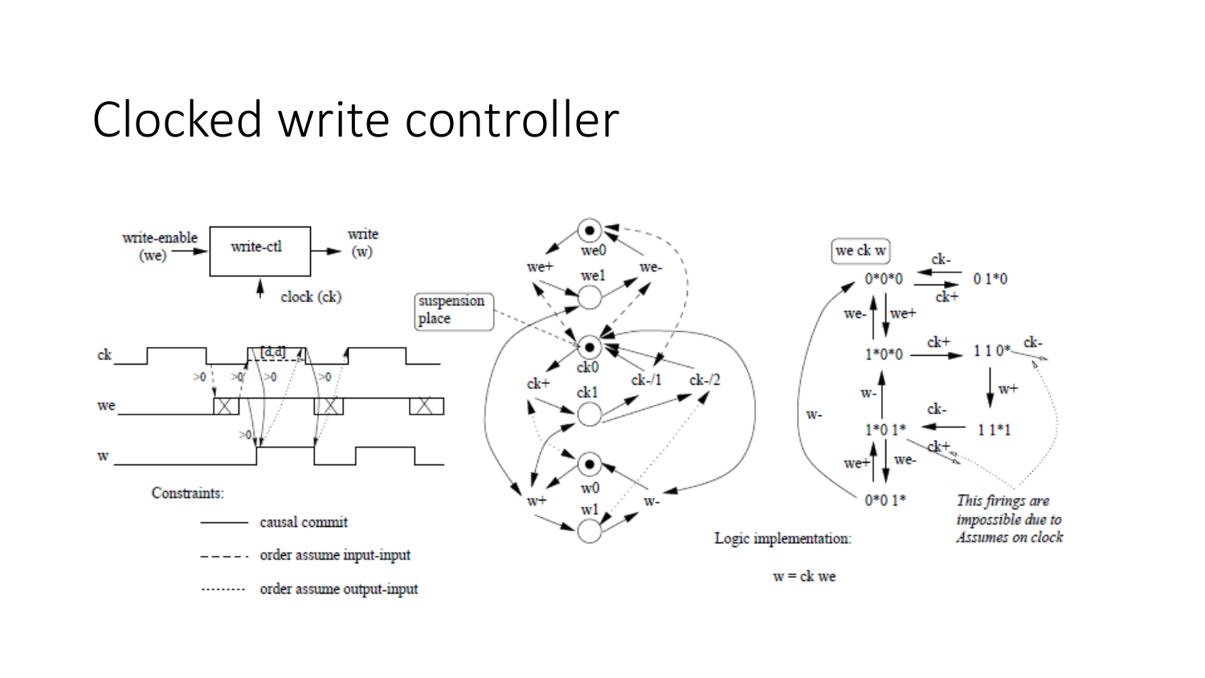# Clocked write controller

write-enable (we)

write-ctl

write (w)

clock (ck)

Constraints:

causal commit

order assume input-input

order assume output-input

suspension place

we ck w

*This firings are impossible due to Assumes on clock*

Logic implementation:

w = ck we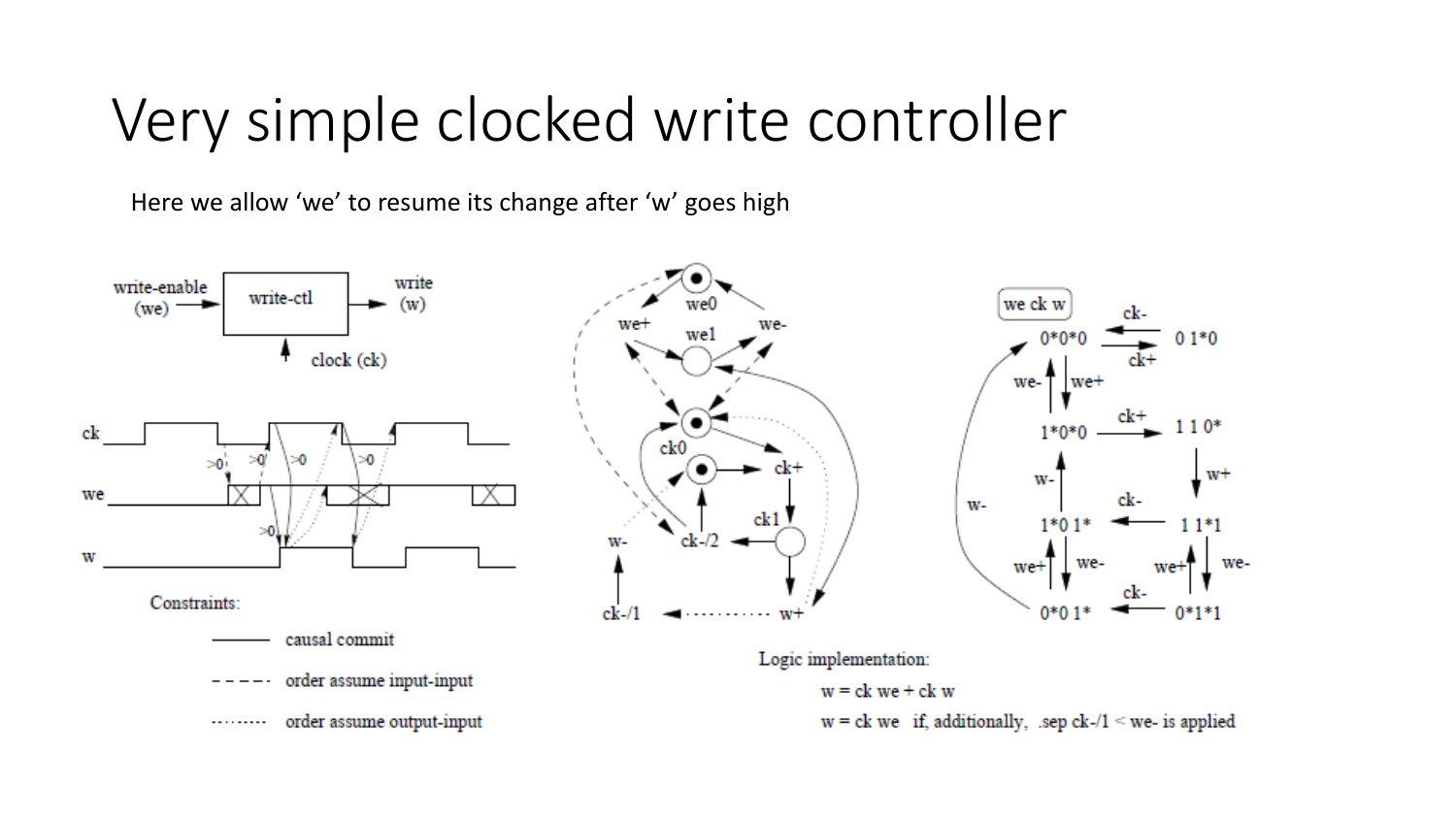# Very simple clocked write controller

Here we allow 'we' to resume its change after 'w' goes high

write-enable (we) → write-ctl → write (w)

clock (ck)

Constraints:

- ——— causal commit
- - - - - order assume input-input
- ······· order assume output-input

| we ck w | | |
|---|---|---|
| 0*0*0 | ⇄ ck+ / ck- | 0 1*0 |
| 1*0*0 | ck+ → | 1 1 0* |
| 1*0 1* | ← ck- | 1 1*1 |
| 0*0 1* | ← ck- | 0*1*1 |

Logic implementation:

$w = ck\ we + ck\ w$

$w = ck\ we$ if, additionally, .sep ck-/1 < we- is applied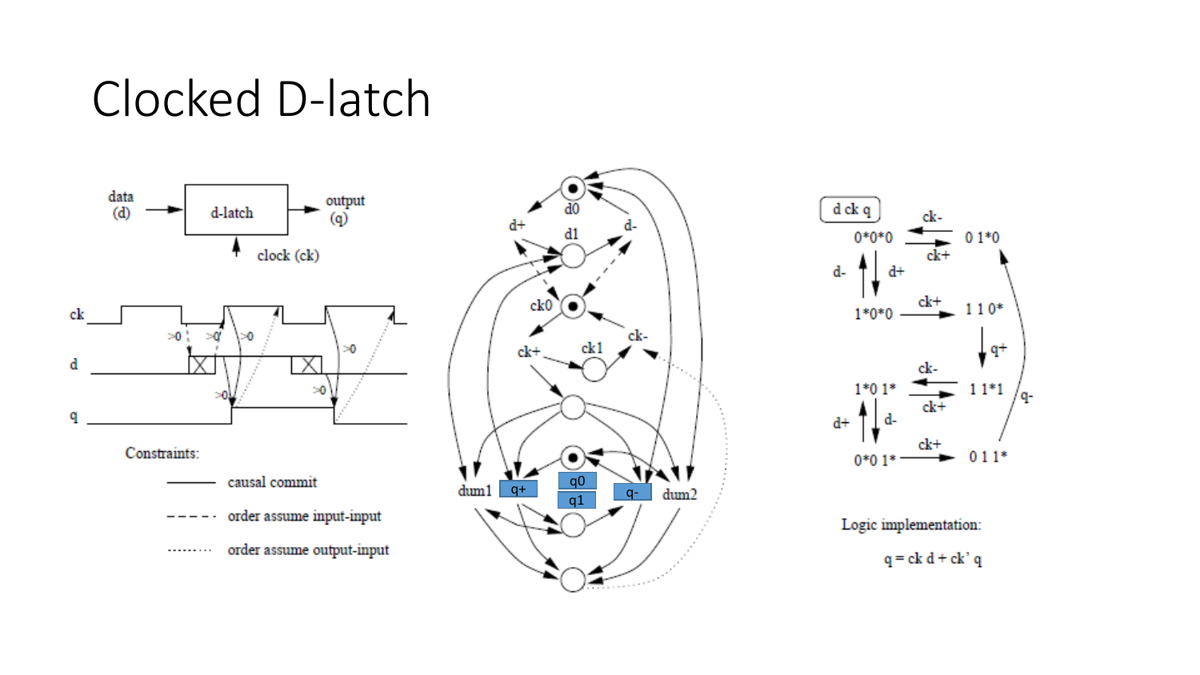# Clocked D-latch

data (d) → d-latch → output (q)

clock (ck)

ck

d

q

Constraints:

causal commit

order assume input-input

order assume output-input

d0, d1, ck0, ck1, d+, d-, ck+, ck-, dum1, q+, q0, q1, q-, dum2

d ck q

0*0*0 — ck+ → 0 1*0

0 1*0 — ck- → 0*0*0

0*0*0 — d+ → 1*0*0

1*0*0 — d- → 0*0*0

1*0*0 — ck+ → 1 1 0*

1 1 0* — q+ → 1 1*1

1 1*1 — ck- → 1*0 1*

1*0 1* — ck+ → 1 1*1

1*0 1* — d- → 0*0 1*

0*0 1* — d+ → 1*0 1*

0*0 1* — ck+ → 0 1 1*

0 1 1* — q- → 0 1*0

Logic implementation:

$q = ck\ d + ck'\ q$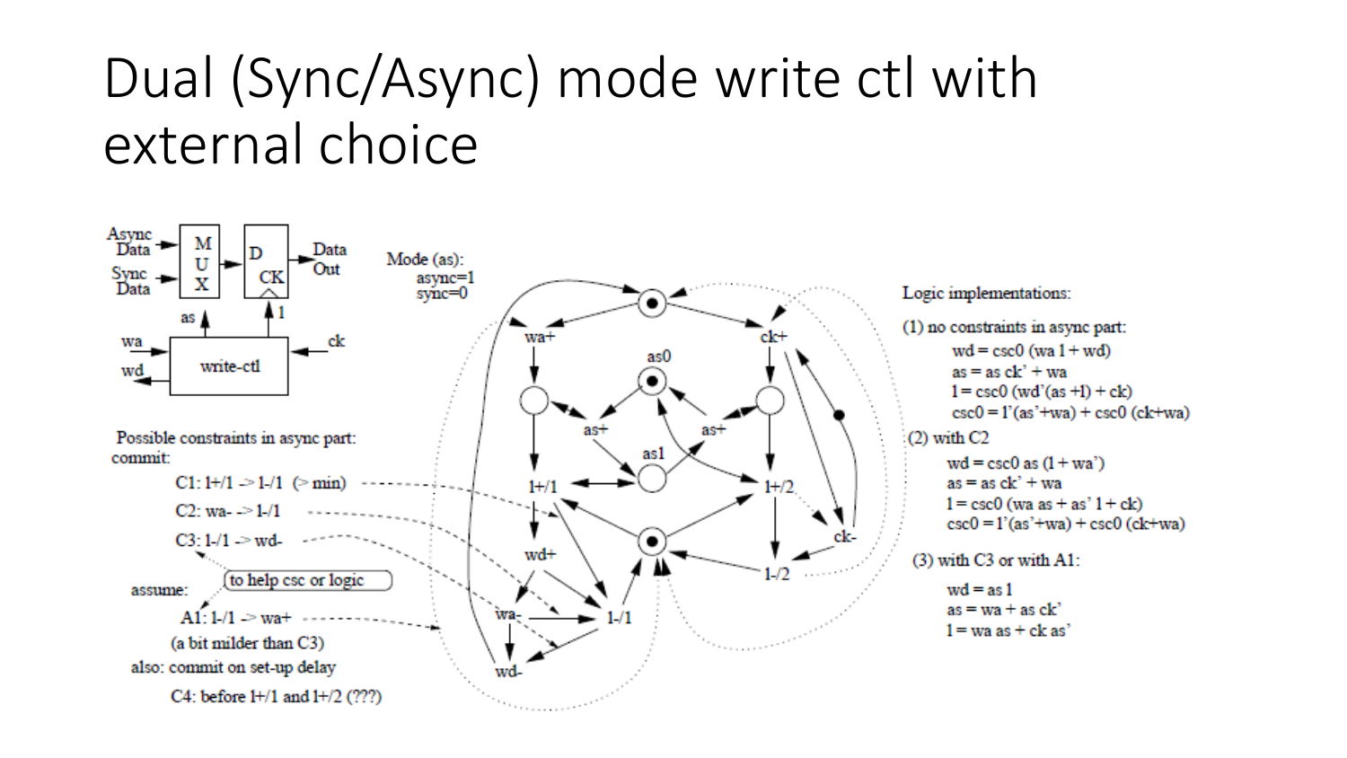# Dual (Sync/Async) mode write ctl with external choice

Mode (as):
async=1
sync=0

Possible constraints in async part:
commit:

- C1: 1+/1 -> 1-/1 (> min)
- C2: wa- -> 1-/1
- C3: 1-/1 -> wd-

assume:

- A1: 1-/1 -> wa+ (a bit milder than C3)

also: commit on set-up delay

- C4: before 1+/1 and 1+/2 (???)

(to help csc or logic)

Logic implementations:

(1) no constraints in async part:

$wd = csc0\,(wa\,1 + wd)$
$as = as\,ck' + wa$
$1 = csc0\,(wd'(as + 1) + ck)$
$csc0 = 1'(as' + wa) + csc0\,(ck + wa)$

(2) with C2

$wd = csc0\,as\,(1 + wa')$
$as = as\,ck' + wa$
$1 = csc0\,(wa\,as + as'\,1 + ck)$
$csc0 = 1'(as' + wa) + csc0\,(ck + wa)$

(3) with C3 or with A1:

$wd = as\,1$
$as = wa + as\,ck'$
$1 = wa\,as + ck\,as'$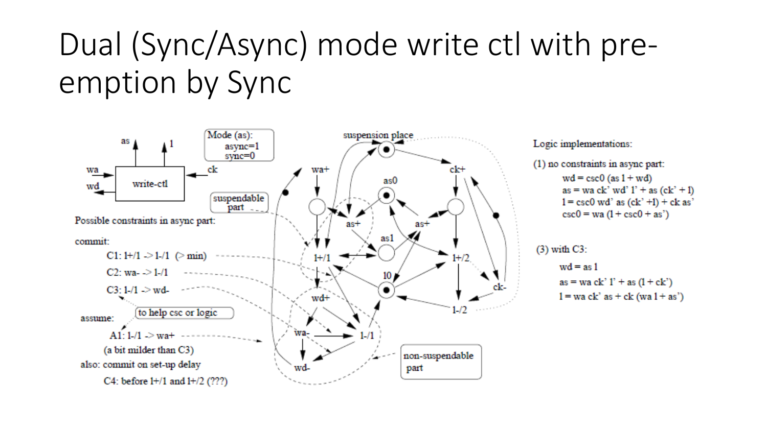# Dual (Sync/Async) mode write ctl with pre-emption by Sync

Mode (as):
async=1
sync=0

Possible constraints in async part:

commit:

C1: l+/1 -> l-/1 (> min)

C2: wa- -> l-/1

C3: l-/1 -> wd-

assume:

A1: l-/1 -> wa+

(a bit milder than C3)

also: commit on set-up delay

C4: before l+/1 and l+/2 (???)

Logic implementations:

(1) no constraints in async part:

wd = csc0 (as l + wd)

as = wa ck' wd' l' + as (ck' + l)

l = csc0 wd' as (ck' +l) + ck as'

csc0 = wa (l + csc0 + as')

(3) with C3:

wd = as l

as = wa ck' l' + as (l + ck')

l = wa ck' as + ck (wa l + as')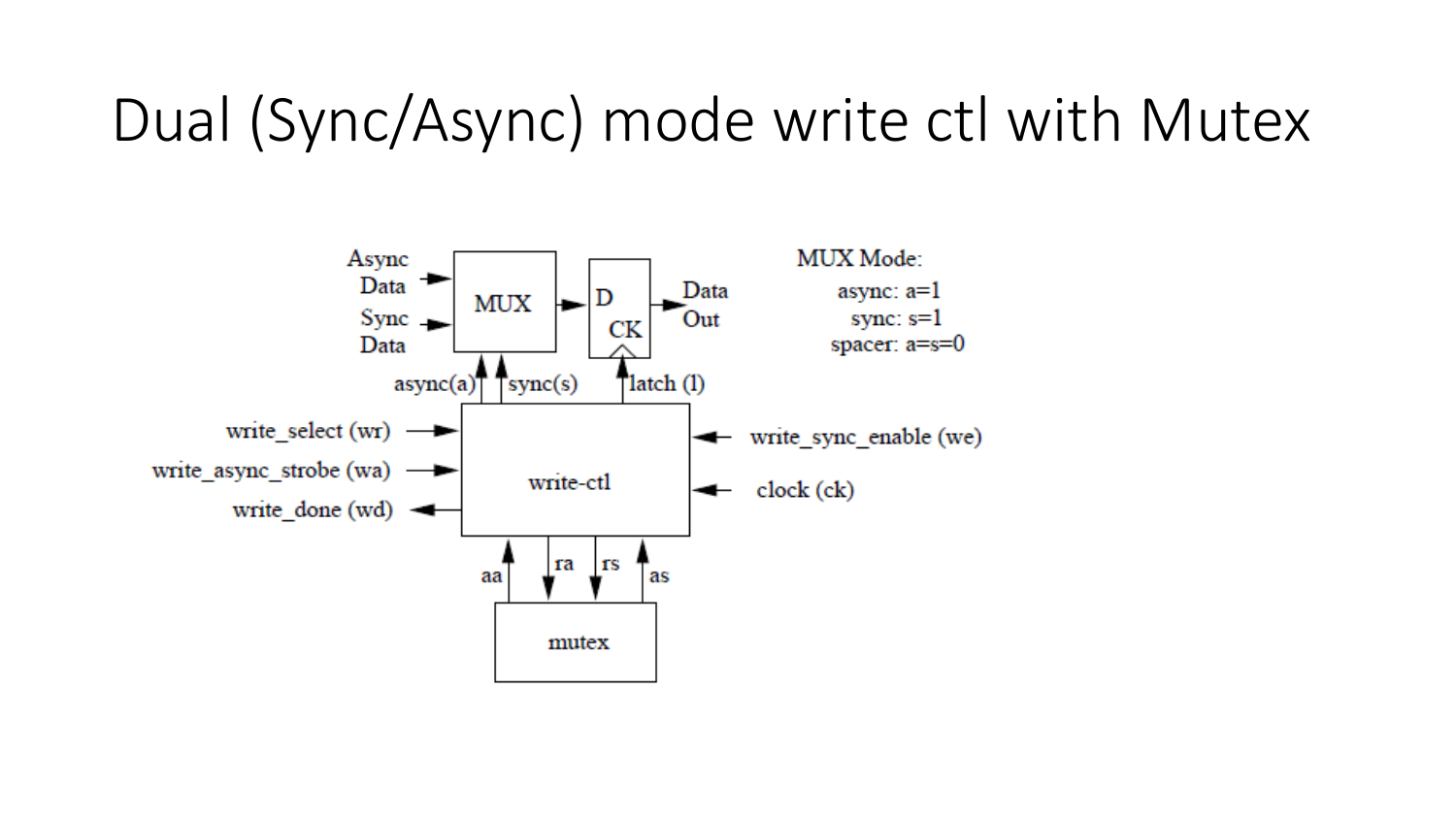# Dual (Sync/Async) mode write ctl with Mutex

Async Data

Sync Data

MUX

D

CK

Data Out

async(a)

sync(s)

latch (l)

MUX Mode:

async: a=1

sync: s=1

spacer: a=s=0

write_select (wr)

write_async_strobe (wa)

write_done (wd)

write-ctl

write_sync_enable (we)

clock (ck)

aa

ra

rs

as

mutex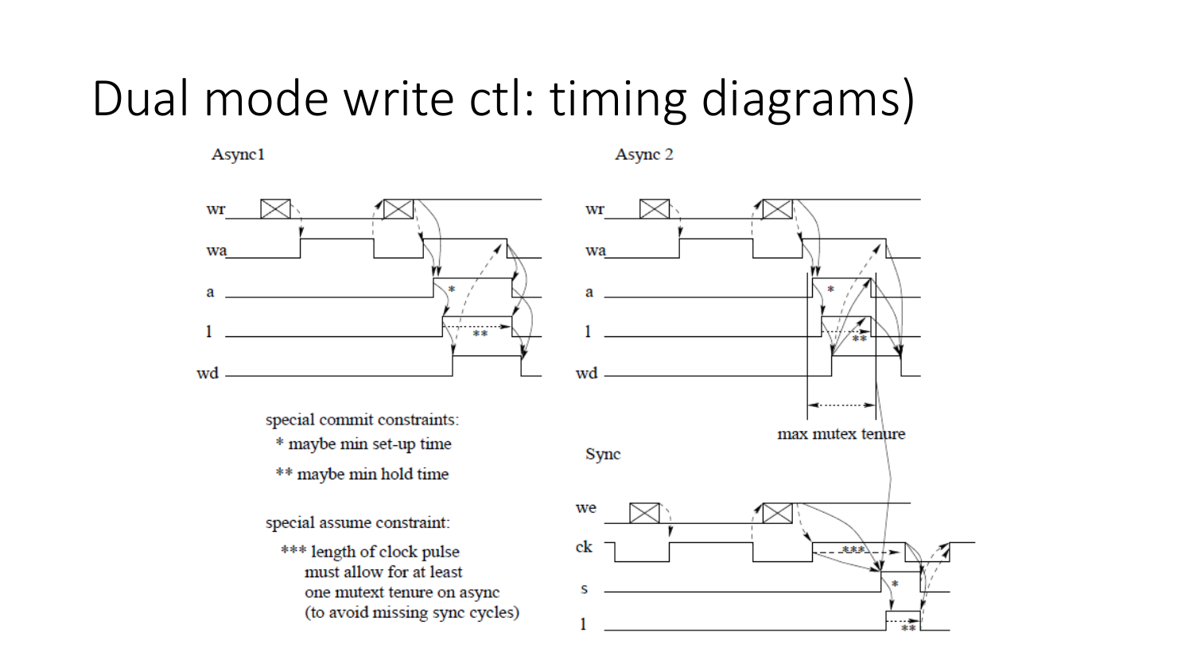# Dual mode write ctl: timing diagrams)

Async1

Async 2

Sync

special commit constraints:

* maybe min set-up time

** maybe min hold time

special assume constraint:

*** length of clock pulse must allow for at least one mutext tenure on async (to avoid missing sync cycles)

max mutex tenure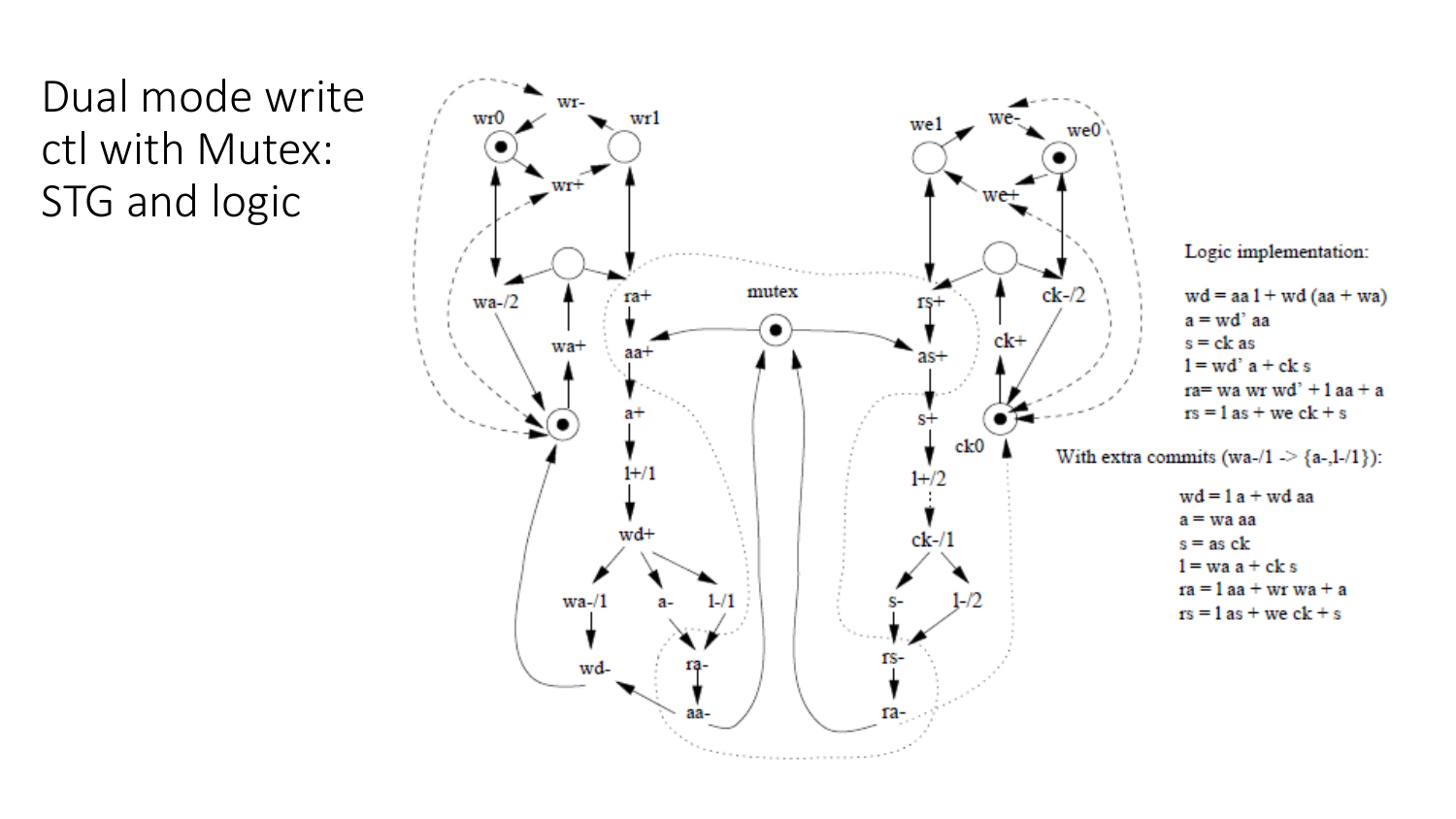# Dual mode write ctl with Mutex: STG and logic

Logic implementation:

wd = aa l + wd (aa + wa)
a = wd' aa
s = ck as
l = wd' a + ck s
ra= wa wr wd' + l aa + a
rs = l as + we ck + s

With extra commits (wa-/1 -> {a-,l-/1}):

wd = l a + wd aa
a = wa aa
s = as ck
l = wa a + ck s
ra = l aa + wr wa + a
rs = l as + we ck + s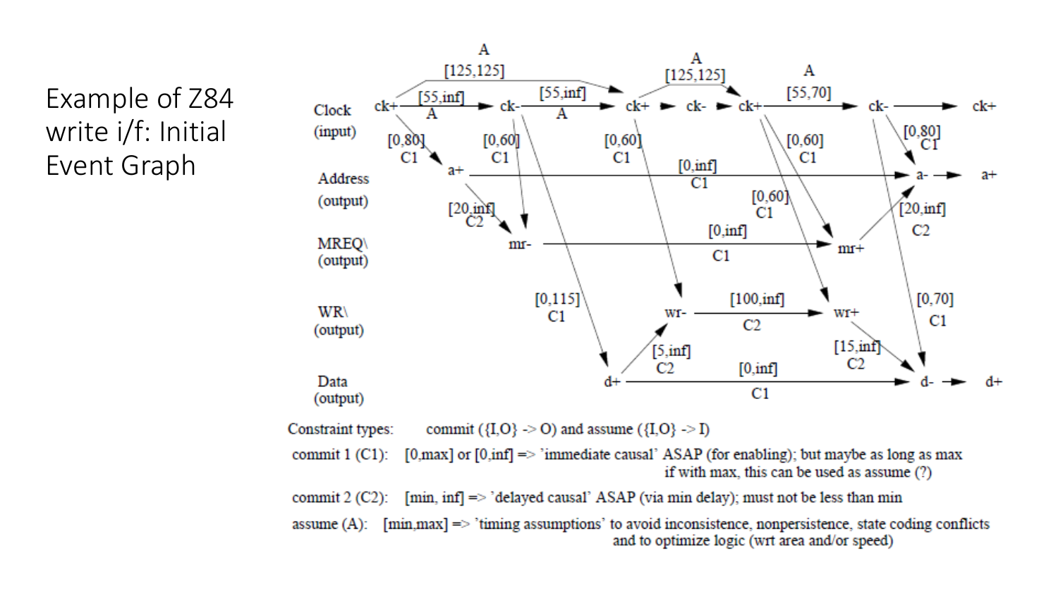# Example of Z84 write i/f: Initial Event Graph

Clock (input)

Address (output)

MREQ\ (output)

WR\ (output)

Data (output)

Constraint types: commit ({I,O} -> O) and assume ({I,O} -> I)

commit 1 (C1): [0,max] or [0,inf] => 'immediate causal' ASAP (for enabling); but maybe as long as max if with max, this can be used as assume (?)

commit 2 (C2): [min, inf] => 'delayed causal' ASAP (via min delay); must not be less than min

assume (A): [min,max] => 'timing assumptions' to avoid inconsistence, nonpersistence, state coding conflicts and to optimize logic (wrt area and/or speed)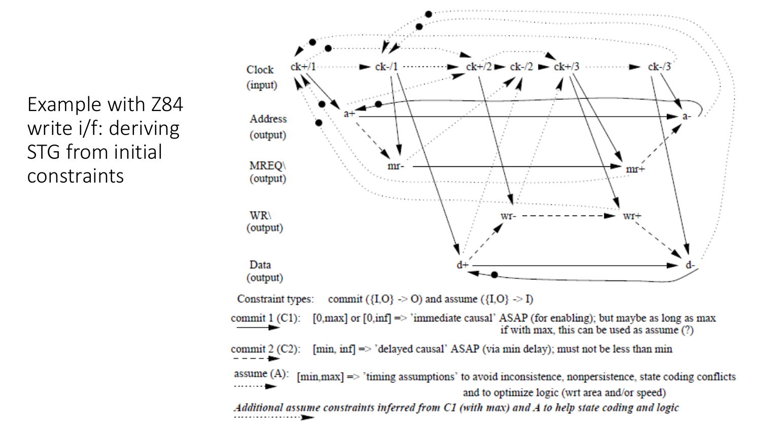Example with Z84 write i/f: deriving STG from initial constraints

Clock (input): ck+/1, ck-/1, ck+/2, ck-/2, ck+/3, ck-/3

Address (output): a+, a-

MREQ\ (output): mr-, mr+

WR\ (output): wr-, wr+

Data (output): d+, d-

Constraint types: commit ({I,O} -> O) and assume ({I,O} -> I)

commit 1 (C1): [0,max] or [0,inf] => 'immediate causal' ASAP (for enabling); but maybe as long as max if with max, this can be used as assume (?)

commit 2 (C2): [min, inf] => 'delayed causal' ASAP (via min delay); must not be less than min

assume (A): [min,max] => 'timing assumptions' to avoid inconsistence, nonpersistence, state coding conflicts and to optimize logic (wrt area and/or speed)

*Additional assume constraints inferred from C1 (with max) and A to help state coding and logic*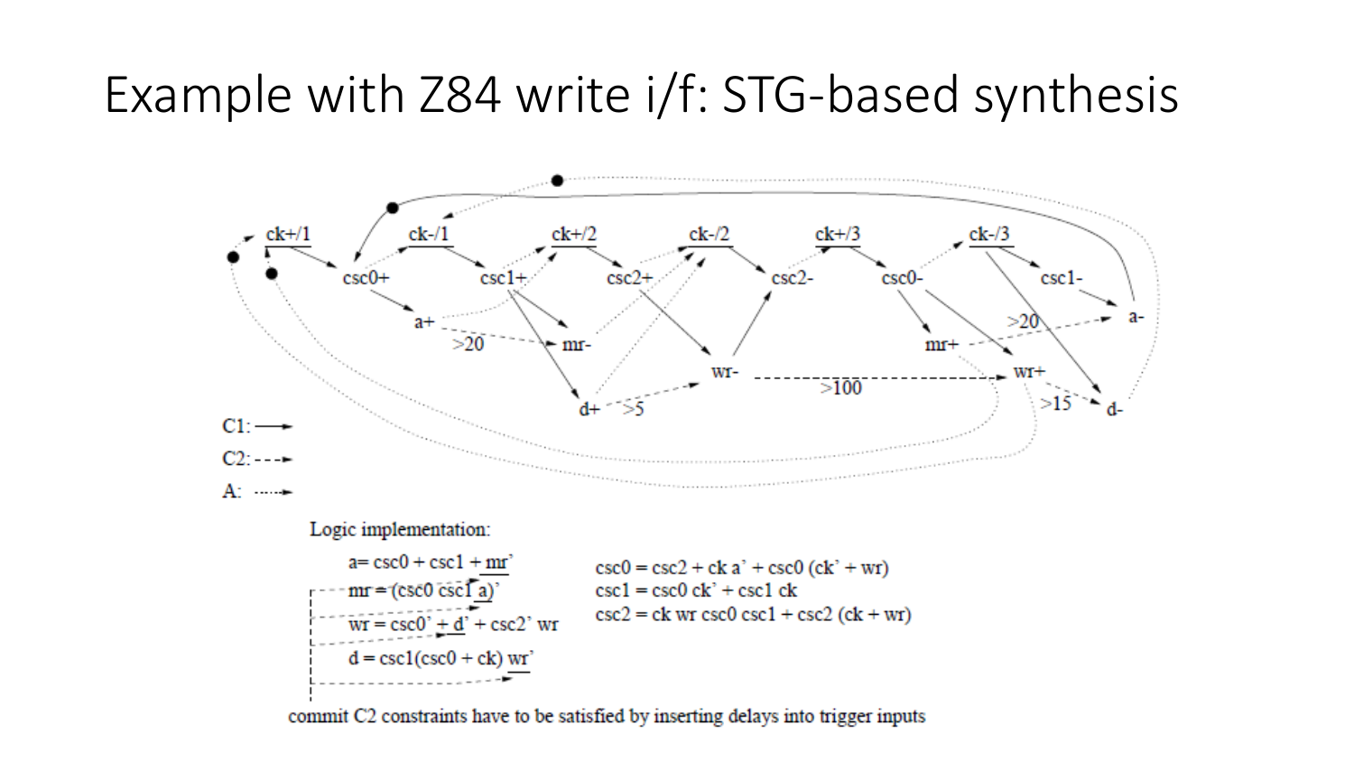# Example with Z84 write i/f: STG-based synthesis

C1: ⟶
C2: - - -▸
A: ·····▸

Logic implementation:

$a = csc0 + csc1 + \underline{mr'}$

$mr = (csc0\ csc1\ \underline{a})'$

$wr = csc0' + \underline{d'} + csc2'\ wr$

$d = csc1(csc0 + ck)\ \underline{wr'}$

$csc0 = csc2 + ck\ a' + csc0\ (ck' + wr)$

$csc1 = csc0\ ck' + csc1\ ck$

$csc2 = ck\ wr\ csc0\ csc1 + csc2\ (ck + wr)$

commit C2 constraints have to be satisfied by inserting delays into trigger inputs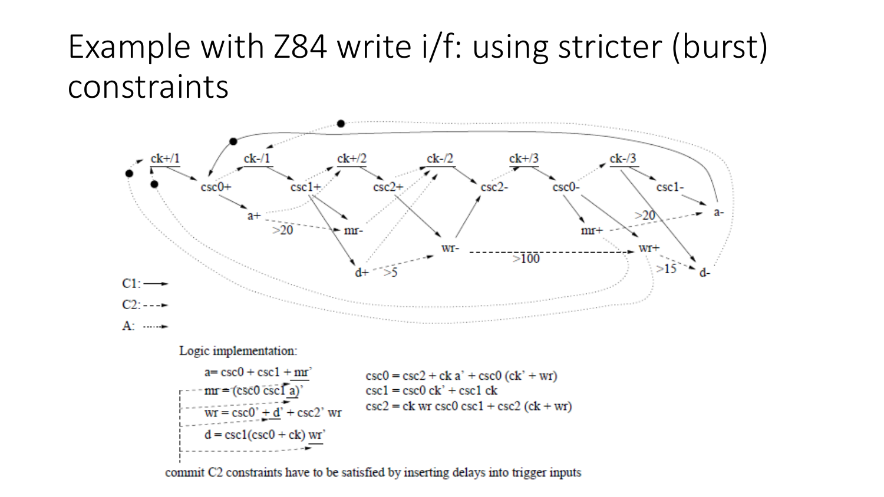# Example with Z84 write i/f: using stricter (burst) constraints

C1: ⟶

C2: - - ->

A: ·····>

Logic implementation:

a= csc0 + csc1 + mr'

mr = (csc0 csc1 a)'

wr = csc0' + d' + csc2' wr

d = csc1(csc0 + ck) wr'

csc0 = csc2 + ck a' + csc0 (ck' + wr)

csc1 = csc0 ck' + csc1 ck

csc2 = ck wr csc0 csc1 + csc2 (ck + wr)

commit C2 constraints have to be satisfied by inserting delays into trigger inputs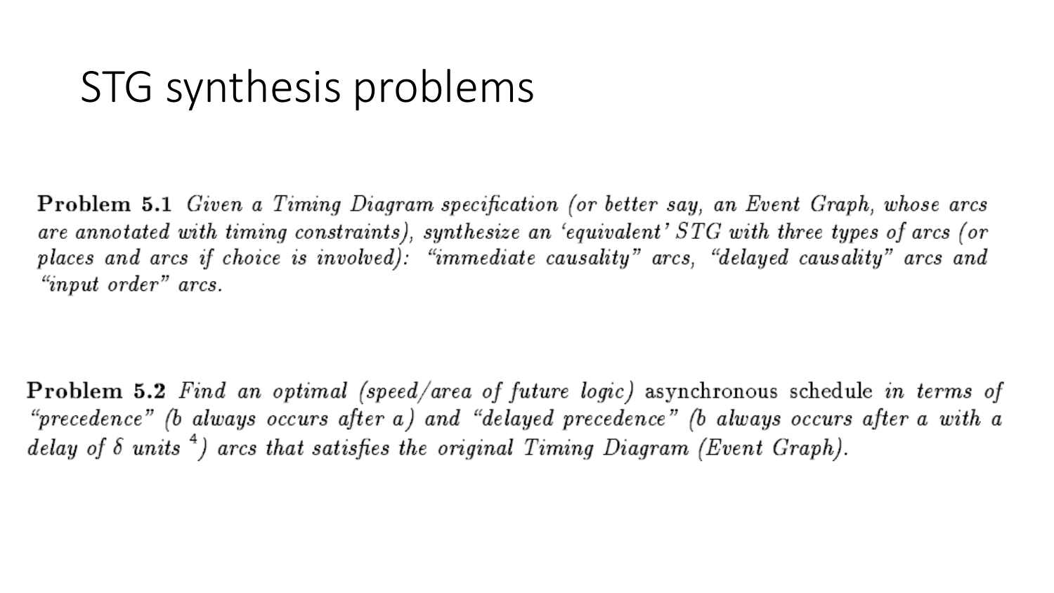# STG synthesis problems

**Problem 5.1** *Given a Timing Diagram specification (or better say, an Event Graph, whose arcs are annotated with timing constraints), synthesize an 'equivalent' STG with three types of arcs (or places and arcs if choice is involved): "immediate causality" arcs, "delayed causality" arcs and "input order" arcs.*

**Problem 5.2** *Find an optimal (speed/area of future logic)* asynchronous schedule *in terms of "precedence" (b always occurs after a) and "delayed precedence" (b always occurs after a with a delay of $\delta$ units* [4]*) arcs that satisfies the original Timing Diagram (Event Graph).*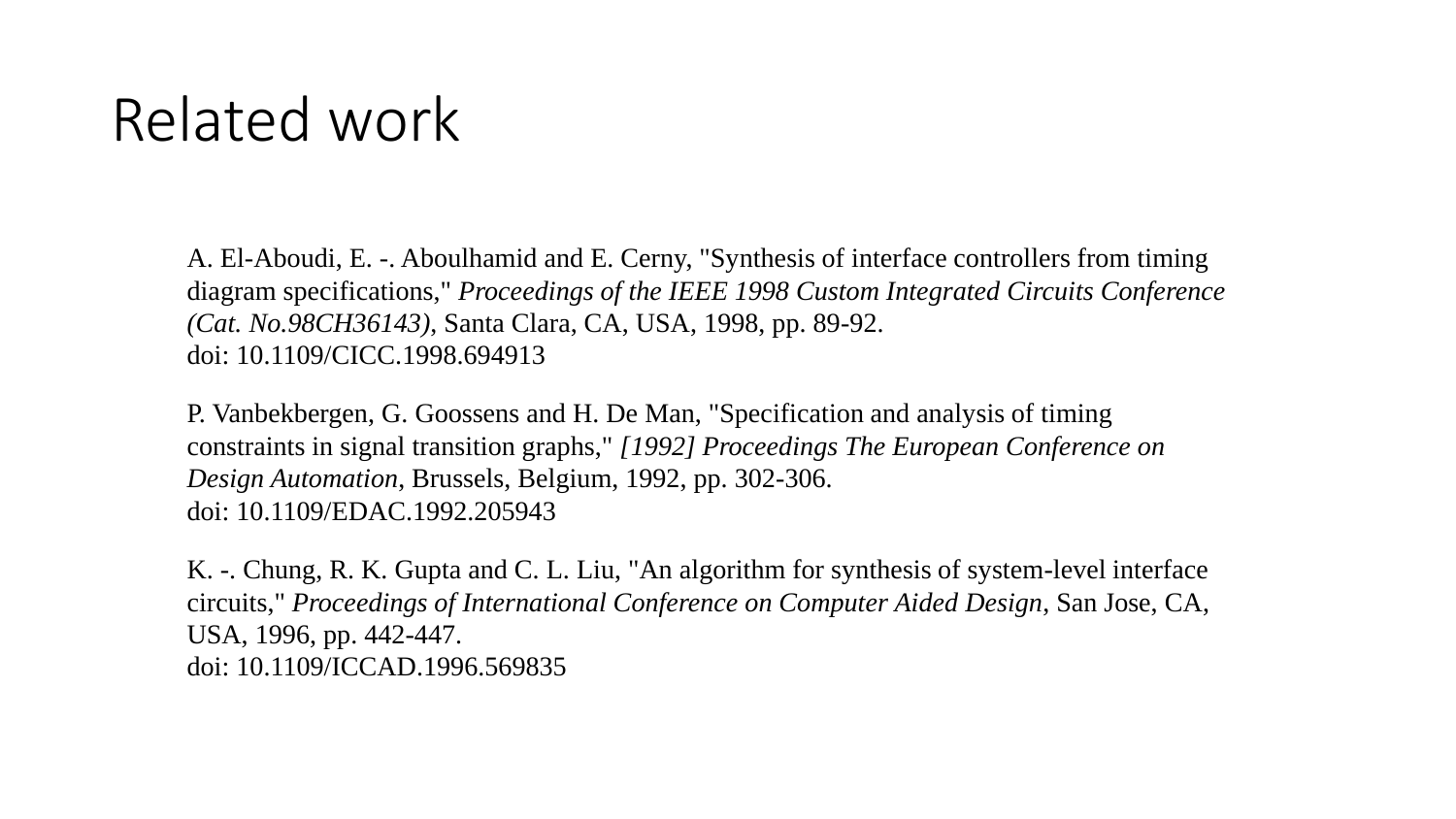# Related work

A. El-Aboudi, E. -. Aboulhamid and E. Cerny, "Synthesis of interface controllers from timing diagram specifications," *Proceedings of the IEEE 1998 Custom Integrated Circuits Conference (Cat. No.98CH36143)*, Santa Clara, CA, USA, 1998, pp. 89-92.
doi: 10.1109/CICC.1998.694913

P. Vanbekbergen, G. Goossens and H. De Man, "Specification and analysis of timing constraints in signal transition graphs," *[1992] Proceedings The European Conference on Design Automation*, Brussels, Belgium, 1992, pp. 302-306.
doi: 10.1109/EDAC.1992.205943

K. -. Chung, R. K. Gupta and C. L. Liu, "An algorithm for synthesis of system-level interface circuits," *Proceedings of International Conference on Computer Aided Design*, San Jose, CA, USA, 1996, pp. 442-447.
doi: 10.1109/ICCAD.1996.569835